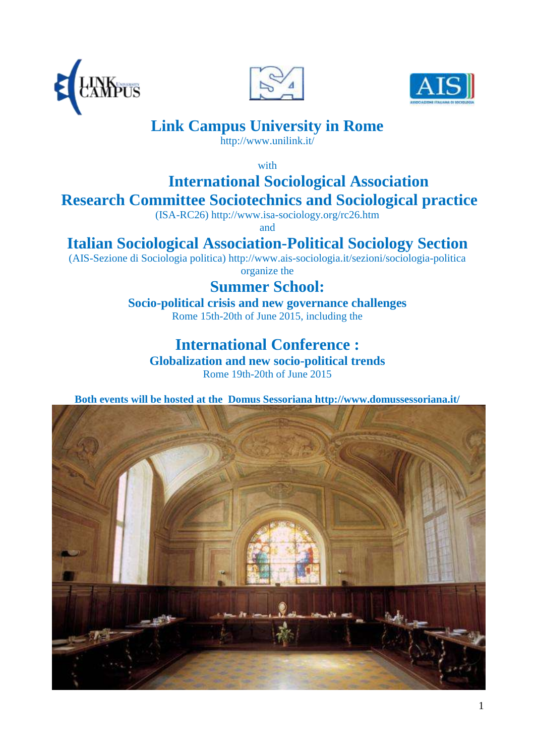# Link Campus University in Rome

http://www.unilink.it/

with

## International Sociological Association
## Research Committee Sociotechnics and Sociological practice

(ISA-RC26) http://www.isa-sociology.org/rc26.htm

and

## Italian Sociological Association-Political Sociology Section

(AIS-Sezione di Sociologia politica) http://www.ais-sociologia.it/sezioni/sociologia-politica

organize the

## Summer School:

**Socio-political crisis and new governance challenges**

Rome 15th-20th of June 2015, including the

## International Conference :

**Globalization and new socio-political trends**

Rome 19th-20th of June 2015

**Both events will be hosted at the Domus Sessoriana http://www.domussessoriana.it/**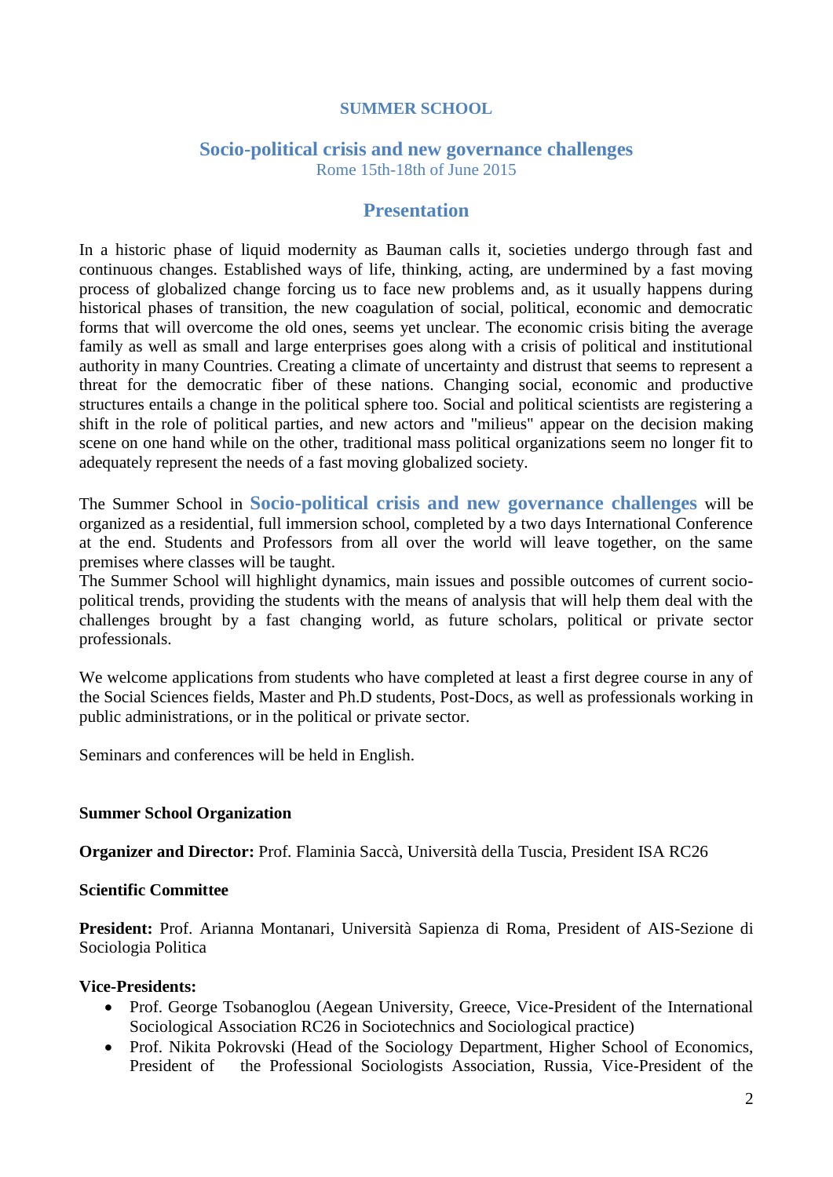## SUMMER SCHOOL

# Socio-political crisis and new governance challenges

Rome 15th-18th of June 2015

## Presentation

In a historic phase of liquid modernity as Bauman calls it, societies undergo through fast and continuous changes. Established ways of life, thinking, acting, are undermined by a fast moving process of globalized change forcing us to face new problems and, as it usually happens during historical phases of transition, the new coagulation of social, political, economic and democratic forms that will overcome the old ones, seems yet unclear. The economic crisis biting the average family as well as small and large enterprises goes along with a crisis of political and institutional authority in many Countries. Creating a climate of uncertainty and distrust that seems to represent a threat for the democratic fiber of these nations. Changing social, economic and productive structures entails a change in the political sphere too. Social and political scientists are registering a shift in the role of political parties, and new actors and "milieus" appear on the decision making scene on one hand while on the other, traditional mass political organizations seem no longer fit to adequately represent the needs of a fast moving globalized society.

The Summer School in **Socio-political crisis and new governance challenges** will be organized as a residential, full immersion school, completed by a two days International Conference at the end. Students and Professors from all over the world will leave together, on the same premises where classes will be taught.

The Summer School will highlight dynamics, main issues and possible outcomes of current socio-political trends, providing the students with the means of analysis that will help them deal with the challenges brought by a fast changing world, as future scholars, political or private sector professionals.

We welcome applications from students who have completed at least a first degree course in any of the Social Sciences fields, Master and Ph.D students, Post-Docs, as well as professionals working in public administrations, or in the political or private sector.

Seminars and conferences will be held in English.

**Summer School Organization**

**Organizer and Director:** Prof. Flaminia Saccà, Università della Tuscia, President ISA RC26

**Scientific Committee**

**President:** Prof. Arianna Montanari, Università Sapienza di Roma, President of AIS-Sezione di Sociologia Politica

**Vice-Presidents:**

- Prof. George Tsobanoglou (Aegean University, Greece, Vice-President of the International Sociological Association RC26 in Sociotechnics and Sociological practice)
- Prof. Nikita Pokrovski (Head of the Sociology Department, Higher School of Economics, President of the Professional Sociologists Association, Russia, Vice-President of the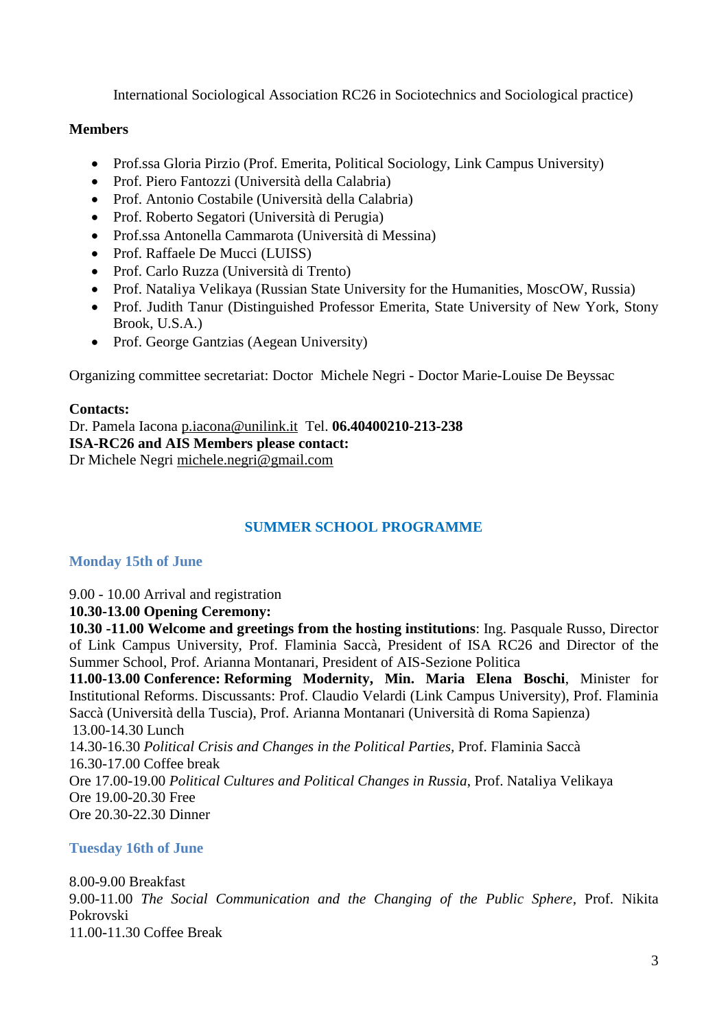International Sociological Association RC26 in Sociotechnics and Sociological practice)

**Members**

- Prof.ssa Gloria Pirzio (Prof. Emerita, Political Sociology, Link Campus University)
- Prof. Piero Fantozzi (Università della Calabria)
- Prof. Antonio Costabile (Università della Calabria)
- Prof. Roberto Segatori (Università di Perugia)
- Prof.ssa Antonella Cammarota (Università di Messina)
- Prof. Raffaele De Mucci (LUISS)
- Prof. Carlo Ruzza (Università di Trento)
- Prof. Nataliya Velikaya (Russian State University for the Humanities, MoscOW, Russia)
- Prof. Judith Tanur (Distinguished Professor Emerita, State University of New York, Stony Brook, U.S.A.)
- Prof. George Gantzias (Aegean University)

Organizing committee secretariat: Doctor Michele Negri - Doctor Marie-Louise De Beyssac

**Contacts:**
Dr. Pamela Iacona p.iacona@unilink.it Tel. **06.40400210-213-238**
**ISA-RC26 and AIS Members please contact:**
Dr Michele Negri michele.negri@gmail.com

## SUMMER SCHOOL PROGRAMME

### Monday 15th of June

9.00 - 10.00 Arrival and registration
**10.30-13.00 Opening Ceremony:**
**10.30 -11.00 Welcome and greetings from the hosting institutions**: Ing. Pasquale Russo, Director of Link Campus University, Prof. Flaminia Saccà, President of ISA RC26 and Director of the Summer School, Prof. Arianna Montanari, President of AIS-Sezione Politica
**11.00-13.00 Conference: Reforming Modernity, Min. Maria Elena Boschi**, Minister for Institutional Reforms. Discussants: Prof. Claudio Velardi (Link Campus University), Prof. Flaminia Saccà (Università della Tuscia), Prof. Arianna Montanari (Università di Roma Sapienza)
13.00-14.30 Lunch
14.30-16.30 *Political Crisis and Changes in the Political Parties,* Prof. Flaminia Saccà
16.30-17.00 Coffee break
Ore 17.00-19.00 *Political Cultures and Political Changes in Russia*, Prof. Nataliya Velikaya
Ore 19.00-20.30 Free
Ore 20.30-22.30 Dinner

### Tuesday 16th of June

8.00-9.00 Breakfast
9.00-11.00 *The Social Communication and the Changing of the Public Sphere*, Prof. Nikita Pokrovski
11.00-11.30 Coffee Break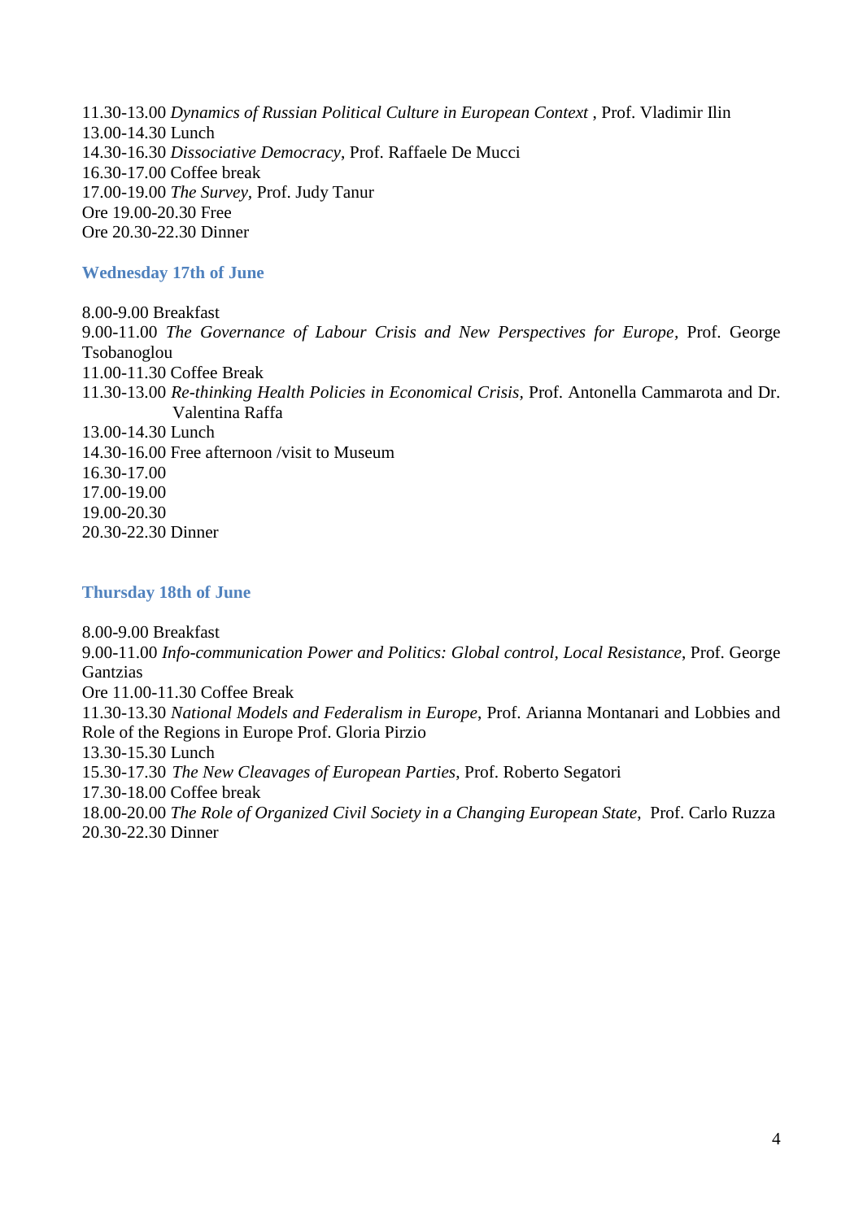11.30-13.00 *Dynamics of Russian Political Culture in European Context* , Prof. Vladimir Ilin
13.00-14.30 Lunch
14.30-16.30 *Dissociative Democracy*, Prof. Raffaele De Mucci
16.30-17.00 Coffee break
17.00-19.00 *The Survey*, Prof. Judy Tanur
Ore 19.00-20.30 Free
Ore 20.30-22.30 Dinner

### Wednesday 17th of June

8.00-9.00 Breakfast
9.00-11.00 *The Governance of Labour Crisis and New Perspectives for Europe*, Prof. George Tsobanoglou
11.00-11.30 Coffee Break
11.30-13.00 *Re-thinking Health Policies in Economical Crisis*, Prof. Antonella Cammarota and Dr. Valentina Raffa
13.00-14.30 Lunch
14.30-16.00 Free afternoon /visit to Museum
16.30-17.00
17.00-19.00
19.00-20.30
20.30-22.30 Dinner

### Thursday 18th of June

8.00-9.00 Breakfast
9.00-11.00 *Info-communication Power and Politics: Global control, Local Resistance*, Prof. George Gantzias
Ore 11.00-11.30 Coffee Break
11.30-13.30 *National Models and Federalism in Europe*, Prof. Arianna Montanari and Lobbies and Role of the Regions in Europe Prof. Gloria Pirzio
13.30-15.30 Lunch
15.30-17.30 *The New Cleavages of European Parties*, Prof. Roberto Segatori
17.30-18.00 Coffee break
18.00-20.00 *The Role of Organized Civil Society in a Changing European State*, Prof. Carlo Ruzza
20.30-22.30 Dinner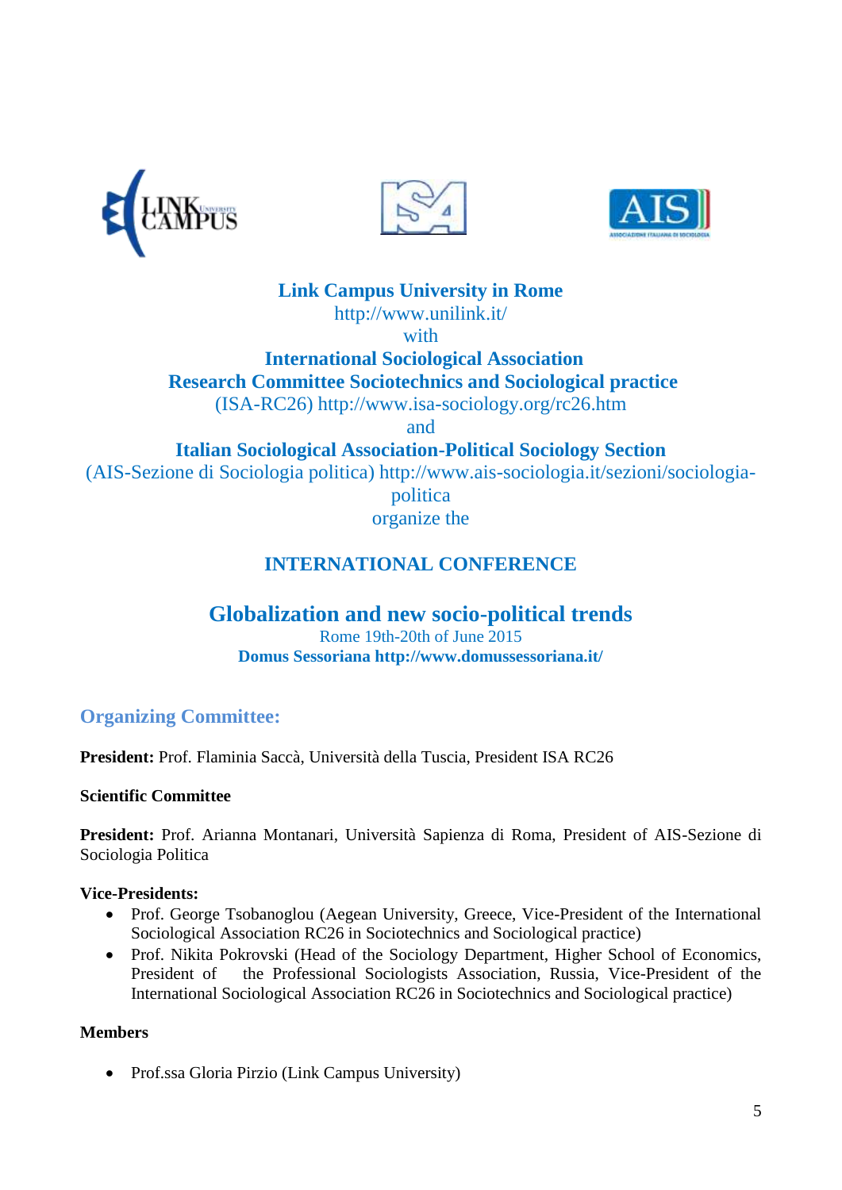**Link Campus University in Rome**
http://www.unilink.it/
with
**International Sociological Association**
**Research Committee Sociotechnics and Sociological practice**
(ISA-RC26) http://www.isa-sociology.org/rc26.htm
and
**Italian Sociological Association-Political Sociology Section**
(AIS-Sezione di Sociologia politica) http://www.ais-sociologia.it/sezioni/sociologia-politica
organize the

# INTERNATIONAL CONFERENCE

## Globalization and new socio-political trends

Rome 19th-20th of June 2015
**Domus Sessoriana http://www.domussessoriana.it/**

### Organizing Committee:

**President:** Prof. Flaminia Saccà, Università della Tuscia, President ISA RC26

**Scientific Committee**

**President:** Prof. Arianna Montanari, Università Sapienza di Roma, President of AIS-Sezione di Sociologia Politica

**Vice-Presidents:**

- Prof. George Tsobanoglou (Aegean University, Greece, Vice-President of the International Sociological Association RC26 in Sociotechnics and Sociological practice)
- Prof. Nikita Pokrovski (Head of the Sociology Department, Higher School of Economics, President of the Professional Sociologists Association, Russia, Vice-President of the International Sociological Association RC26 in Sociotechnics and Sociological practice)

**Members**

- Prof.ssa Gloria Pirzio (Link Campus University)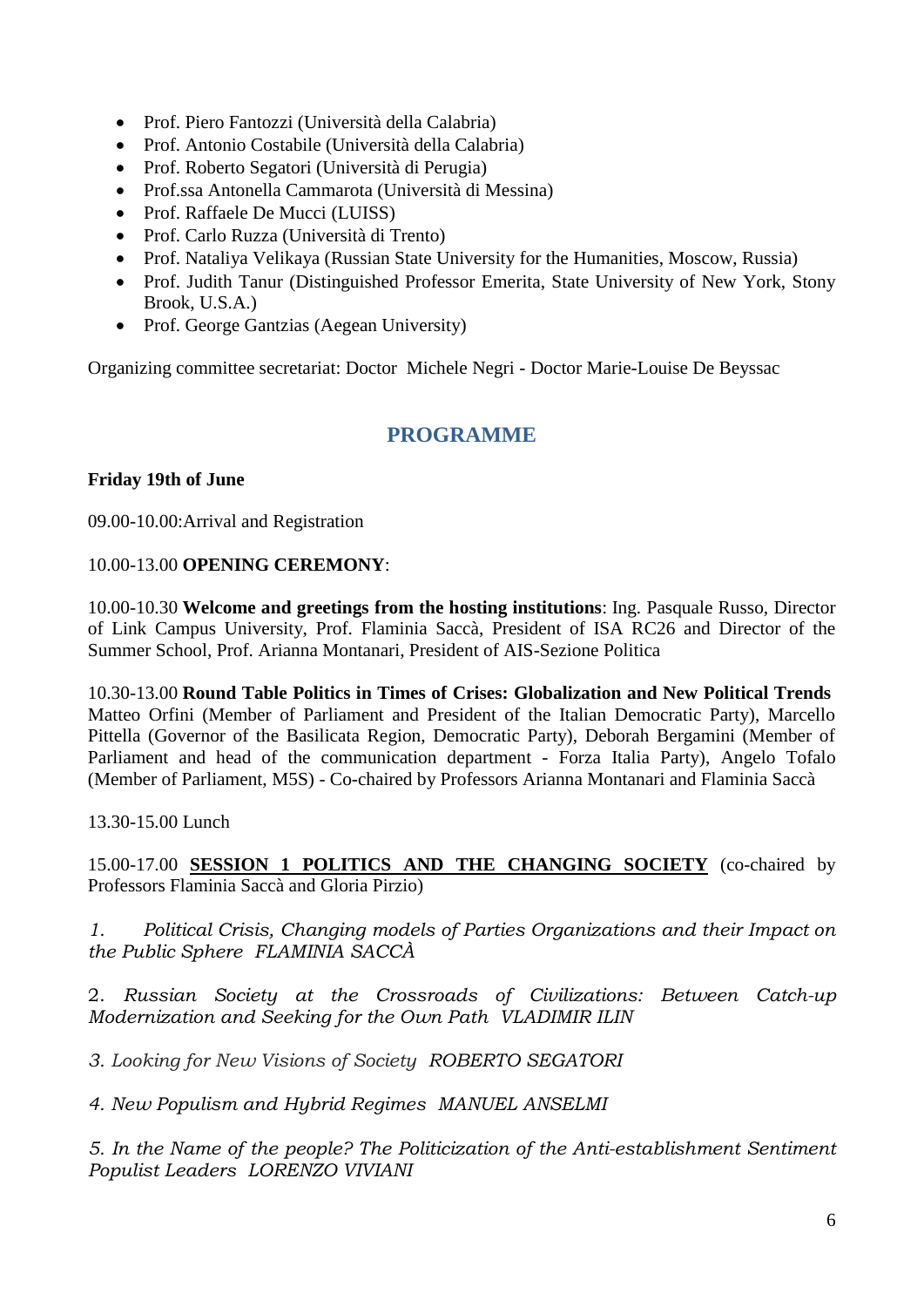- Prof. Piero Fantozzi (Università della Calabria)
- Prof. Antonio Costabile (Università della Calabria)
- Prof. Roberto Segatori (Università di Perugia)
- Prof.ssa Antonella Cammarota (Università di Messina)
- Prof. Raffaele De Mucci (LUISS)
- Prof. Carlo Ruzza (Università di Trento)
- Prof. Nataliya Velikaya (Russian State University for the Humanities, Moscow, Russia)
- Prof. Judith Tanur (Distinguished Professor Emerita, State University of New York, Stony Brook, U.S.A.)
- Prof. George Gantzias (Aegean University)

Organizing committee secretariat: Doctor Michele Negri - Doctor Marie-Louise De Beyssac

## PROGRAMME

**Friday 19th of June**

09.00-10.00:Arrival and Registration

10.00-13.00 **OPENING CEREMONY**:

10.00-10.30 **Welcome and greetings from the hosting institutions**: Ing. Pasquale Russo, Director of Link Campus University, Prof. Flaminia Saccà, President of ISA RC26 and Director of the Summer School, Prof. Arianna Montanari, President of AIS-Sezione Politica

10.30-13.00 **Round Table Politics in Times of Crises: Globalization and New Political Trends** Matteo Orfini (Member of Parliament and President of the Italian Democratic Party), Marcello Pittella (Governor of the Basilicata Region, Democratic Party), Deborah Bergamini (Member of Parliament and head of the communication department - Forza Italia Party), Angelo Tofalo (Member of Parliament, M5S) - Co-chaired by Professors Arianna Montanari and Flaminia Saccà

13.30-15.00 Lunch

15.00-17.00 **SESSION 1 POLITICS AND THE CHANGING SOCIETY** (co-chaired by Professors Flaminia Saccà and Gloria Pirzio)

*1. Political Crisis, Changing models of Parties Organizations and their Impact on the Public Sphere FLAMINIA SACCÀ*

*2. Russian Society at the Crossroads of Civilizations: Between Catch-up Modernization and Seeking for the Own Path VLADIMIR ILIN*

*3. Looking for New Visions of Society ROBERTO SEGATORI*

*4. New Populism and Hybrid Regimes MANUEL ANSELMI*

*5. In the Name of the people? The Politicization of the Anti-establishment Sentiment Populist Leaders LORENZO VIVIANI*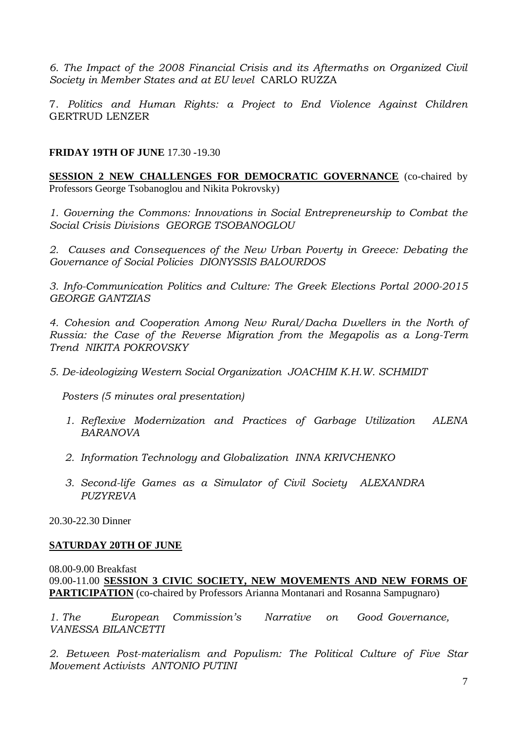*6. The Impact of the 2008 Financial Crisis and its Aftermaths on Organized Civil Society in Member States and at EU level* CARLO RUZZA

7. *Politics and Human Rights: a Project to End Violence Against Children* GERTRUD LENZER

**FRIDAY 19TH OF JUNE** 17.30 -19.30

**SESSION 2 NEW CHALLENGES FOR DEMOCRATIC GOVERNANCE** (co-chaired by Professors George Tsobanoglou and Nikita Pokrovsky)

*1. Governing the Commons: Innovations in Social Entrepreneurship to Combat the Social Crisis Divisions GEORGE TSOBANOGLOU*

*2. Causes and Consequences of the New Urban Poverty in Greece: Debating the Governance of Social Policies DIONYSSIS BALOURDOS*

*3. Info-Communication Politics and Culture: The Greek Elections Portal 2000-2015 GEORGE GANTZIAS*

*4. Cohesion and Cooperation Among New Rural/Dacha Dwellers in the North of Russia: the Case of the Reverse Migration from the Megapolis as a Long-Term Trend NIKITA POKROVSKY*

*5. De-ideologizing Western Social Organization JOACHIM K.H.W. SCHMIDT*

*Posters (5 minutes oral presentation)*

1. *Reflexive Modernization and Practices of Garbage Utilization ALENA BARANOVA*
2. *Information Technology and Globalization INNA KRIVCHENKO*
3. *Second-life Games as a Simulator of Civil Society ALEXANDRA PUZYREVA*

20.30-22.30 Dinner

**SATURDAY 20TH OF JUNE**

08.00-9.00 Breakfast

09.00-11.00 **SESSION 3 CIVIC SOCIETY, NEW MOVEMENTS AND NEW FORMS OF PARTICIPATION** (co-chaired by Professors Arianna Montanari and Rosanna Sampugnaro)

*1. The European Commission's Narrative on Good Governance, VANESSA BILANCETTI*

*2. Between Post-materialism and Populism: The Political Culture of Five Star Movement Activists ANTONIO PUTINI*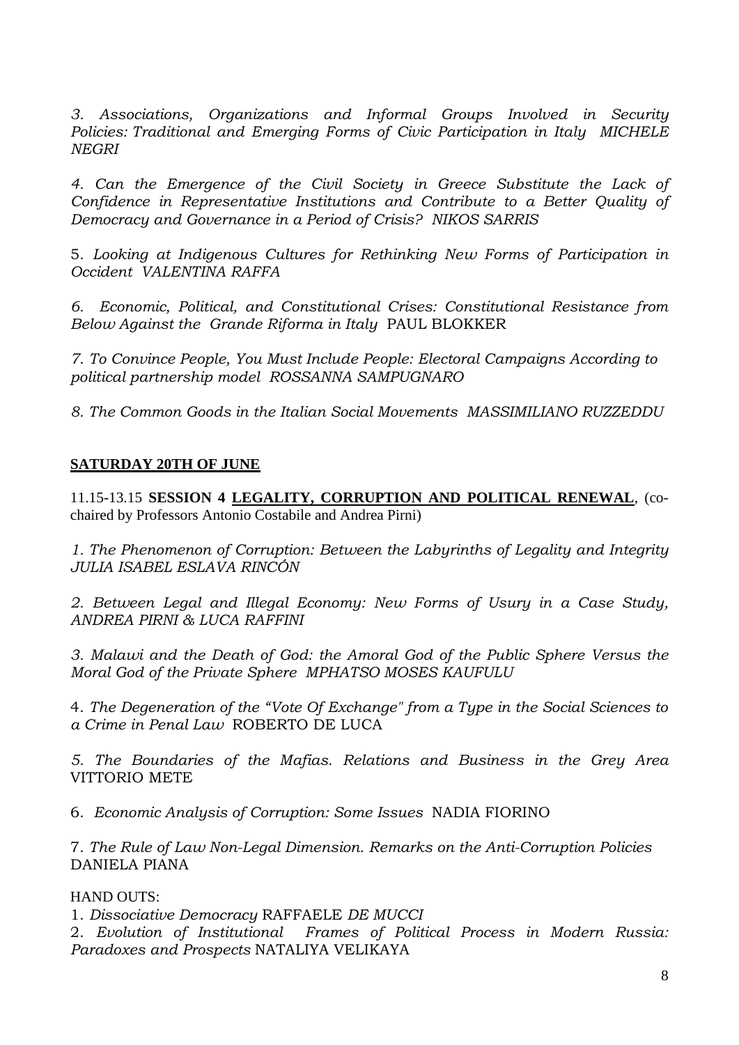*3. Associations, Organizations and Informal Groups Involved in Security Policies: Traditional and Emerging Forms of Civic Participation in Italy MICHELE NEGRI*

*4. Can the Emergence of the Civil Society in Greece Substitute the Lack of Confidence in Representative Institutions and Contribute to a Better Quality of Democracy and Governance in a Period of Crisis? NIKOS SARRIS*

5. *Looking at Indigenous Cultures for Rethinking New Forms of Participation in Occident VALENTINA RAFFA*

*6. Economic, Political, and Constitutional Crises: Constitutional Resistance from Below Against the Grande Riforma in Italy* PAUL BLOKKER

*7. To Convince People, You Must Include People: Electoral Campaigns According to political partnership model ROSSANNA SAMPUGNARO*

*8. The Common Goods in the Italian Social Movements MASSIMILIANO RUZZEDDU*

**SATURDAY 20TH OF JUNE**

11.15-13.15 **SESSION 4 LEGALITY, CORRUPTION AND POLITICAL RENEWAL**, (co-chaired by Professors Antonio Costabile and Andrea Pirni)

*1. The Phenomenon of Corruption: Between the Labyrinths of Legality and Integrity JULIA ISABEL ESLAVA RINCÓN*

*2. Between Legal and Illegal Economy: New Forms of Usury in a Case Study, ANDREA PIRNI & LUCA RAFFINI*

*3. Malawi and the Death of God: the Amoral God of the Public Sphere Versus the Moral God of the Private Sphere MPHATSO MOSES KAUFULU*

4. *The Degeneration of the "Vote Of Exchange" from a Type in the Social Sciences to a Crime in Penal Law* ROBERTO DE LUCA

*5. The Boundaries of the Mafias. Relations and Business in the Grey Area* VITTORIO METE

6. *Economic Analysis of Corruption: Some Issues* NADIA FIORINO

7. *The Rule of Law Non-Legal Dimension. Remarks on the Anti-Corruption Policies* DANIELA PIANA

HAND OUTS:

1. *Dissociative Democracy* RAFFAELE *DE MUCCI*
2. *Evolution of Institutional Frames of Political Process in Modern Russia: Paradoxes and Prospects* NATALIYA VELIKAYA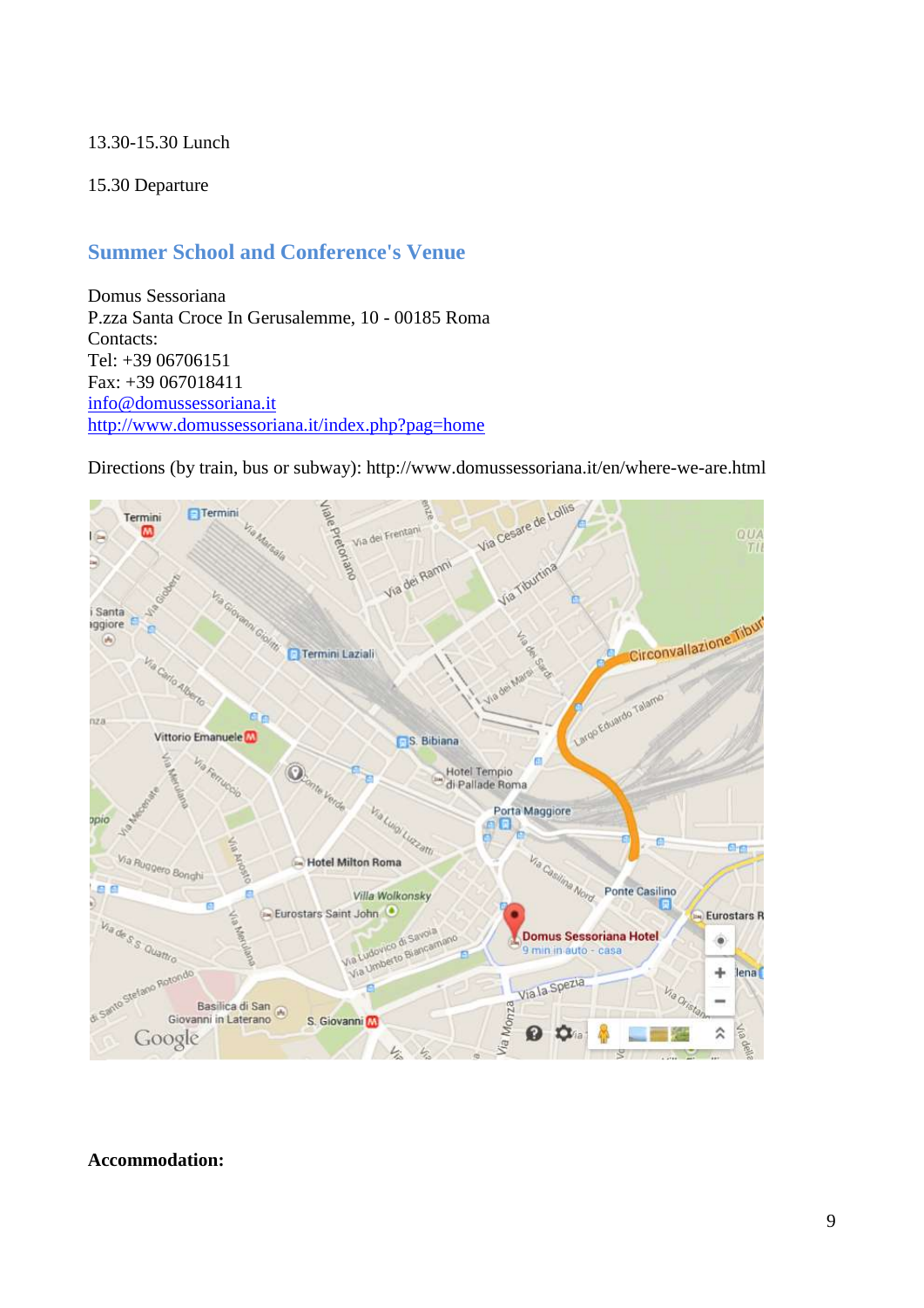13.30-15.30 Lunch

15.30 Departure

## Summer School and Conference's Venue

Domus Sessoriana  
P.zza Santa Croce In Gerusalemme, 10 - 00185 Roma  
Contacts:  
Tel: +39 06706151  
Fax: +39 067018411  
info@domussessoriana.it  
http://www.domussessoriana.it/index.php?pag=home

Directions (by train, bus or subway): http://www.domussessoriana.it/en/where-we-are.html

**Accommodation:**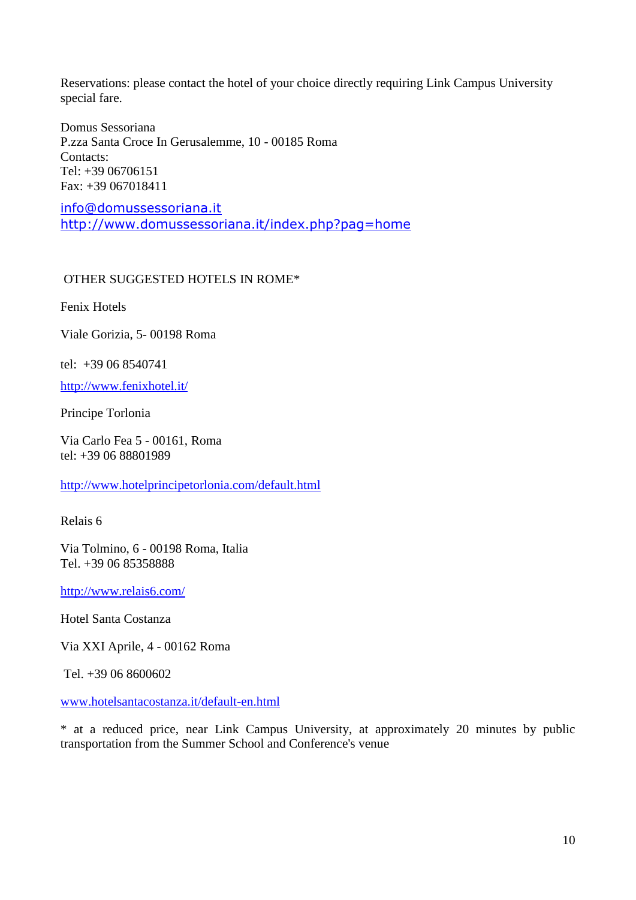Reservations: please contact the hotel of your choice directly requiring Link Campus University special fare.

Domus Sessoriana
P.zza Santa Croce In Gerusalemme, 10 - 00185 Roma
Contacts:
Tel: +39 06706151
Fax: +39 067018411

info@domussessoriana.it
http://www.domussessoriana.it/index.php?pag=home

OTHER SUGGESTED HOTELS IN ROME*

Fenix Hotels

Viale Gorizia, 5- 00198 Roma

tel: +39 06 8540741

http://www.fenixhotel.it/

Principe Torlonia

Via Carlo Fea 5 - 00161, Roma
tel: +39 06 88801989

http://www.hotelprincipetorlonia.com/default.html

Relais 6

Via Tolmino, 6 - 00198 Roma, Italia
Tel. +39 06 85358888

http://www.relais6.com/

Hotel Santa Costanza

Via XXI Aprile, 4 - 00162 Roma

Tel. +39 06 8600602

www.hotelsantacostanza.it/default-en.html

* at a reduced price, near Link Campus University, at approximately 20 minutes by public transportation from the Summer School and Conference's venue